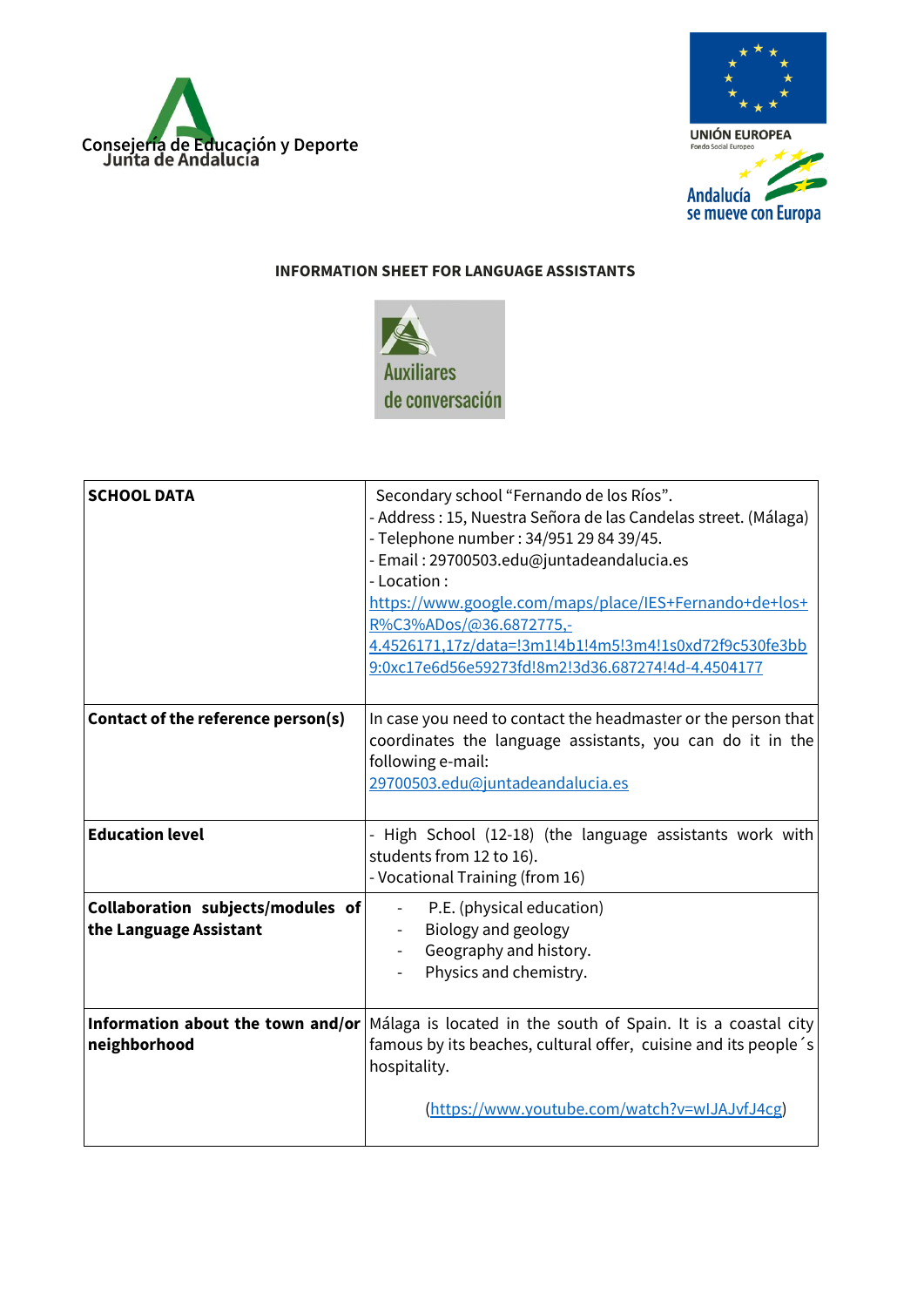Consejería de Educación y Deporte
Junta de Andalucía

UNIÓN EUROPEA
Fondo Social Europeo
Andalucía se mueve con Europa

**INFORMATION SHEET FOR LANGUAGE ASSISTANTS**

Auxiliares de conversación

| | |
|---|---|
| **SCHOOL DATA** | Secondary school "Fernando de los Ríos".<br>- Address : 15, Nuestra Señora de las Candelas street. (Málaga)<br>- Telephone number : 34/951 29 84 39/45.<br>- Email : 29700503.edu@juntadeandalucia.es<br>- Location :<br>https://www.google.com/maps/place/IES+Fernando+de+los+R%C3%ADos/@36.6872775,-4.4526171,17z/data=!3m1!4b1!4m5!3m4!1s0xd72f9c530fe3bb9:0xc17e6d56e59273fd!8m2!3d36.687274!4d-4.4504177 |
| **Contact of the reference person(s)** | In case you need to contact the headmaster or the person that coordinates the language assistants, you can do it in the following e-mail:<br>29700503.edu@juntadeandalucia.es |
| **Education level** | - High School (12-18) (the language assistants work with students from 12 to 16).<br>- Vocational Training (from 16) |
| **Collaboration subjects/modules of the Language Assistant** | - P.E. (physical education)<br>- Biology and geology<br>- Geography and history.<br>- Physics and chemistry. |
| **Information about the town and/or neighborhood** | Málaga is located in the south of Spain. It is a coastal city famous by its beaches, cultural offer, cuisine and its people´s hospitality.<br><br>(https://www.youtube.com/watch?v=wIJAJvfJ4cg) |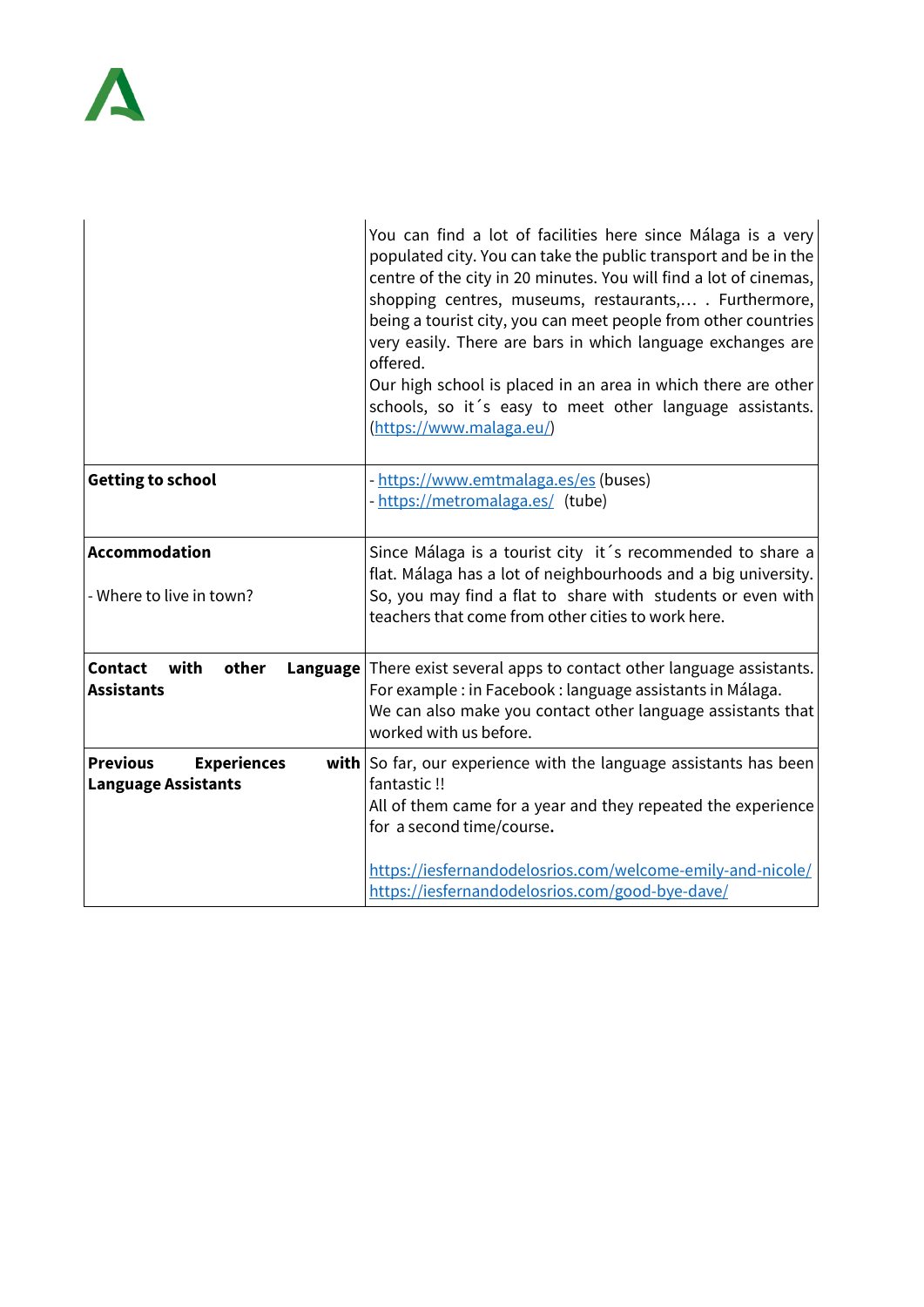| | |
|---|---|
| | You can find a lot of facilities here since Málaga is a very populated city. You can take the public transport and be in the centre of the city in 20 minutes. You will find a lot of cinemas, shopping centres, museums, restaurants,… . Furthermore, being a tourist city, you can meet people from other countries very easily. There are bars in which language exchanges are offered.<br>Our high school is placed in an area in which there are other schools, so it´s easy to meet other language assistants. (https://www.malaga.eu/) |
| **Getting to school** | - https://www.emtmalaga.es/es (buses)<br>- https://metromalaga.es/ (tube) |
| **Accommodation**<br><br>- Where to live in town? | Since Málaga is a tourist city it´s recommended to share a flat. Málaga has a lot of neighbourhoods and a big university. So, you may find a flat to share with students or even with teachers that come from other cities to work here. |
| **Contact with other Language Assistants** | There exist several apps to contact other language assistants. For example : in Facebook : language assistants in Málaga.<br>We can also make you contact other language assistants that worked with us before. |
| **Previous Experiences with Language Assistants** | So far, our experience with the language assistants has been fantastic !!<br>All of them came for a year and they repeated the experience for a second time/course**.**<br><br>https://iesfernandodelosrios.com/welcome-emily-and-nicole/<br>https://iesfernandodelosrios.com/good-bye-dave/ |